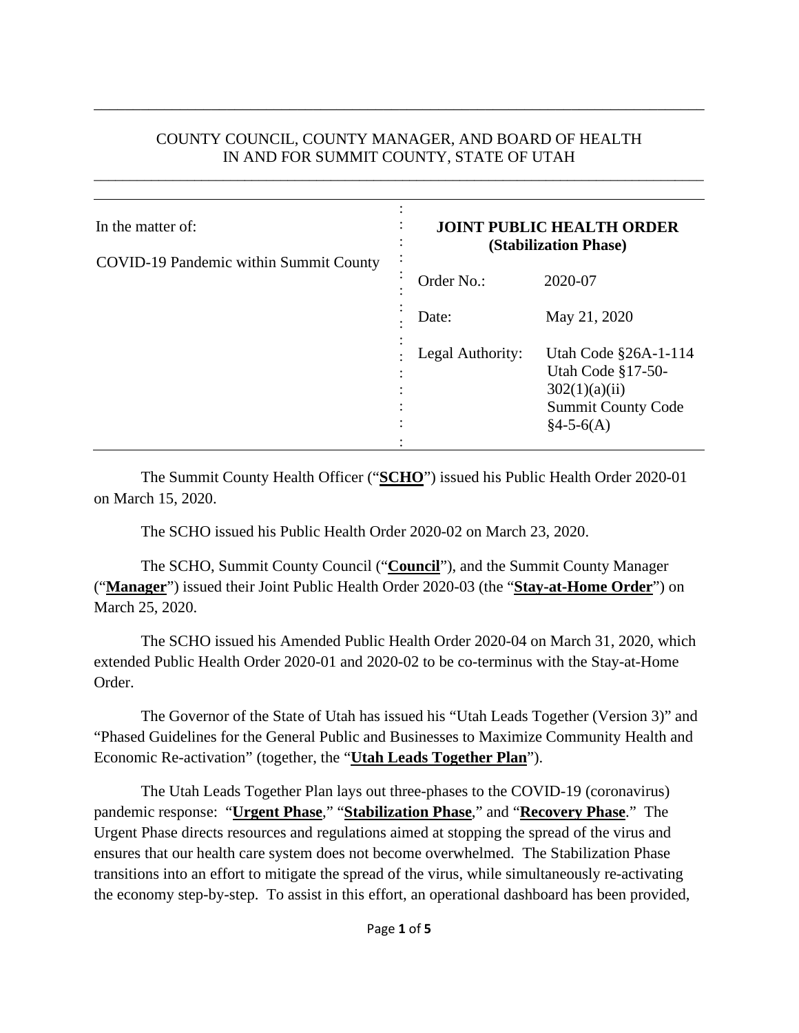COUNTY COUNCIL, COUNTY MANAGER, AND BOARD OF HEALTH
IN AND FOR SUMMIT COUNTY, STATE OF UTAH

| In the matter of: | **JOINT PUBLIC HEALTH ORDER (Stabilization Phase)** | |
|---|---|---|
| COVID-19 Pandemic within Summit County | Order No.: | 2020-07 |
| | Date: | May 21, 2020 |
| | Legal Authority: | Utah Code §26A-1-114<br>Utah Code §17-50-302(1)(a)(ii)<br>Summit County Code §4-5-6(A) |

The Summit County Health Officer ("**SCHO**") issued his Public Health Order 2020-01 on March 15, 2020.

The SCHO issued his Public Health Order 2020-02 on March 23, 2020.

The SCHO, Summit County Council ("**Council**"), and the Summit County Manager ("**Manager**") issued their Joint Public Health Order 2020-03 (the "**Stay-at-Home Order**") on March 25, 2020.

The SCHO issued his Amended Public Health Order 2020-04 on March 31, 2020, which extended Public Health Order 2020-01 and 2020-02 to be co-terminus with the Stay-at-Home Order.

The Governor of the State of Utah has issued his "Utah Leads Together (Version 3)" and "Phased Guidelines for the General Public and Businesses to Maximize Community Health and Economic Re-activation" (together, the "**Utah Leads Together Plan**").

The Utah Leads Together Plan lays out three-phases to the COVID-19 (coronavirus) pandemic response: "**Urgent Phase**," "**Stabilization Phase**," and "**Recovery Phase**." The Urgent Phase directs resources and regulations aimed at stopping the spread of the virus and ensures that our health care system does not become overwhelmed. The Stabilization Phase transitions into an effort to mitigate the spread of the virus, while simultaneously re-activating the economy step-by-step. To assist in this effort, an operational dashboard has been provided,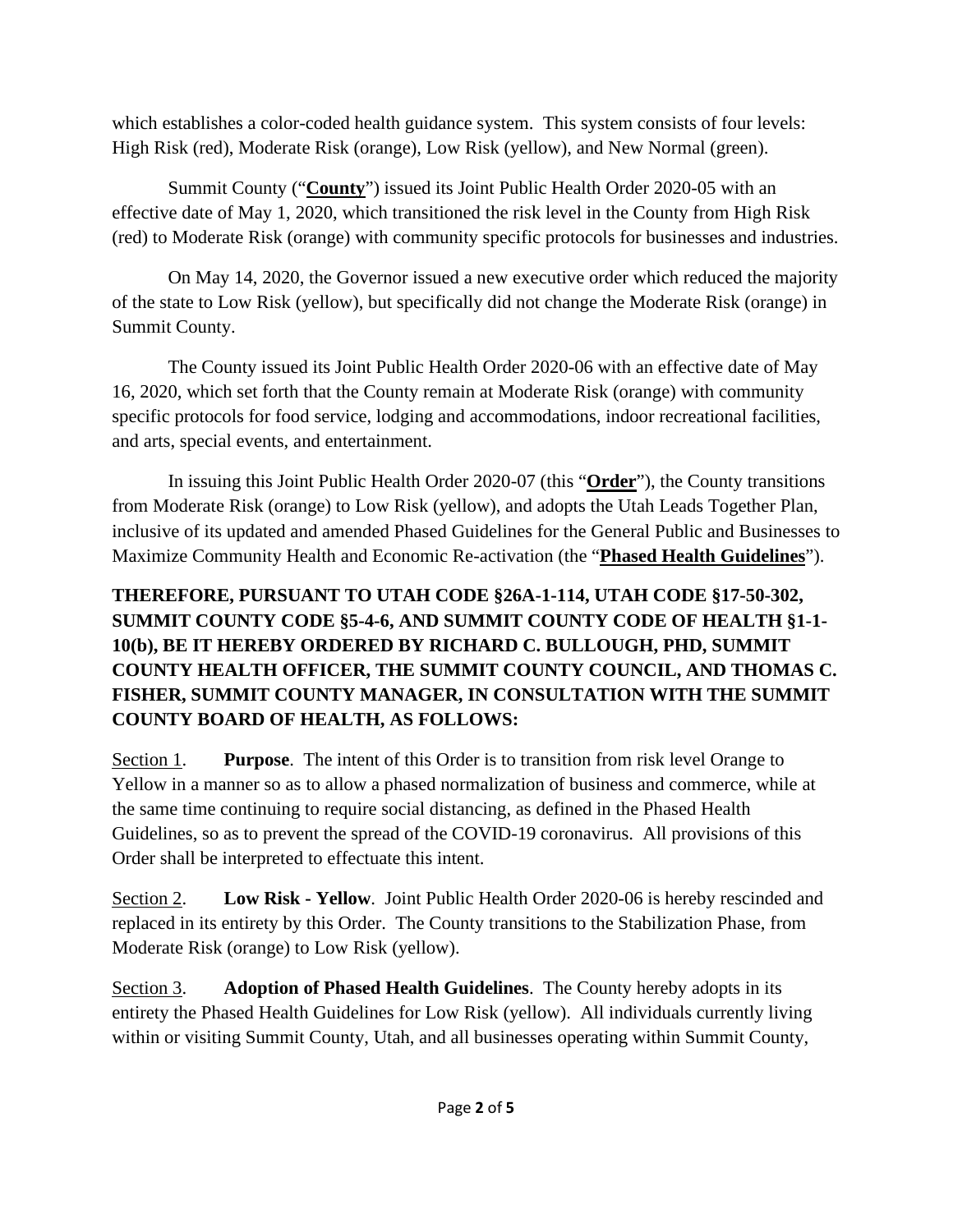which establishes a color-coded health guidance system. This system consists of four levels: High Risk (red), Moderate Risk (orange), Low Risk (yellow), and New Normal (green).

Summit County ("**County**") issued its Joint Public Health Order 2020-05 with an effective date of May 1, 2020, which transitioned the risk level in the County from High Risk (red) to Moderate Risk (orange) with community specific protocols for businesses and industries.

On May 14, 2020, the Governor issued a new executive order which reduced the majority of the state to Low Risk (yellow), but specifically did not change the Moderate Risk (orange) in Summit County.

The County issued its Joint Public Health Order 2020-06 with an effective date of May 16, 2020, which set forth that the County remain at Moderate Risk (orange) with community specific protocols for food service, lodging and accommodations, indoor recreational facilities, and arts, special events, and entertainment.

In issuing this Joint Public Health Order 2020-07 (this "**Order**"), the County transitions from Moderate Risk (orange) to Low Risk (yellow), and adopts the Utah Leads Together Plan, inclusive of its updated and amended Phased Guidelines for the General Public and Businesses to Maximize Community Health and Economic Re-activation (the "**Phased Health Guidelines**").

**THEREFORE, PURSUANT TO UTAH CODE §26A-1-114, UTAH CODE §17-50-302, SUMMIT COUNTY CODE §5-4-6, AND SUMMIT COUNTY CODE OF HEALTH §1-1-10(b), BE IT HEREBY ORDERED BY RICHARD C. BULLOUGH, PHD, SUMMIT COUNTY HEALTH OFFICER, THE SUMMIT COUNTY COUNCIL, AND THOMAS C. FISHER, SUMMIT COUNTY MANAGER, IN CONSULTATION WITH THE SUMMIT COUNTY BOARD OF HEALTH, AS FOLLOWS:**

Section 1. **Purpose**. The intent of this Order is to transition from risk level Orange to Yellow in a manner so as to allow a phased normalization of business and commerce, while at the same time continuing to require social distancing, as defined in the Phased Health Guidelines, so as to prevent the spread of the COVID-19 coronavirus. All provisions of this Order shall be interpreted to effectuate this intent.

Section 2. **Low Risk - Yellow**. Joint Public Health Order 2020-06 is hereby rescinded and replaced in its entirety by this Order. The County transitions to the Stabilization Phase, from Moderate Risk (orange) to Low Risk (yellow).

Section 3. **Adoption of Phased Health Guidelines**. The County hereby adopts in its entirety the Phased Health Guidelines for Low Risk (yellow). All individuals currently living within or visiting Summit County, Utah, and all businesses operating within Summit County,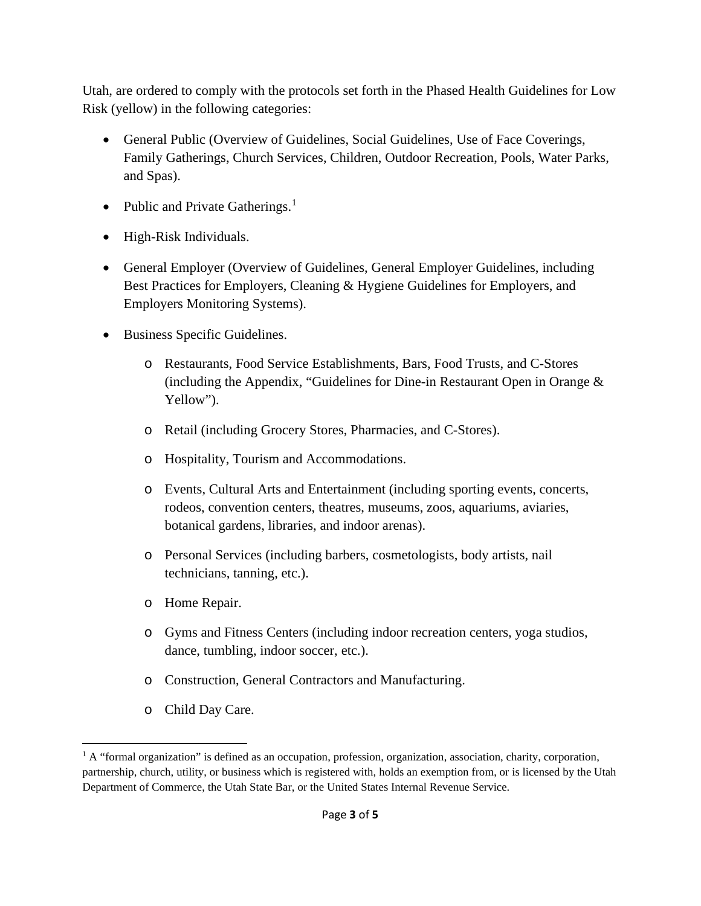Utah, are ordered to comply with the protocols set forth in the Phased Health Guidelines for Low Risk (yellow) in the following categories:

- General Public (Overview of Guidelines, Social Guidelines, Use of Face Coverings, Family Gatherings, Church Services, Children, Outdoor Recreation, Pools, Water Parks, and Spas).
- Public and Private Gatherings.[1]
- High-Risk Individuals.
- General Employer (Overview of Guidelines, General Employer Guidelines, including Best Practices for Employers, Cleaning & Hygiene Guidelines for Employers, and Employers Monitoring Systems).
- Business Specific Guidelines.
  - Restaurants, Food Service Establishments, Bars, Food Trusts, and C-Stores (including the Appendix, "Guidelines for Dine-in Restaurant Open in Orange & Yellow").
  - Retail (including Grocery Stores, Pharmacies, and C-Stores).
  - Hospitality, Tourism and Accommodations.
  - Events, Cultural Arts and Entertainment (including sporting events, concerts, rodeos, convention centers, theatres, museums, zoos, aquariums, aviaries, botanical gardens, libraries, and indoor arenas).
  - Personal Services (including barbers, cosmetologists, body artists, nail technicians, tanning, etc.).
  - Home Repair.
  - Gyms and Fitness Centers (including indoor recreation centers, yoga studios, dance, tumbling, indoor soccer, etc.).
  - Construction, General Contractors and Manufacturing.
  - Child Day Care.

---

[1] A "formal organization" is defined as an occupation, profession, organization, association, charity, corporation, partnership, church, utility, or business which is registered with, holds an exemption from, or is licensed by the Utah Department of Commerce, the Utah State Bar, or the United States Internal Revenue Service.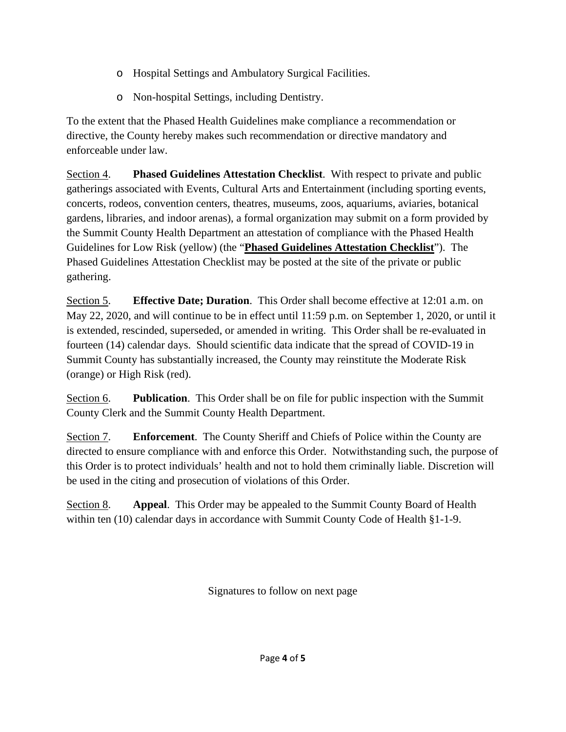- Hospital Settings and Ambulatory Surgical Facilities.
- Non-hospital Settings, including Dentistry.

To the extent that the Phased Health Guidelines make compliance a recommendation or directive, the County hereby makes such recommendation or directive mandatory and enforceable under law.

<u>Section 4</u>. **Phased Guidelines Attestation Checklist**. With respect to private and public gatherings associated with Events, Cultural Arts and Entertainment (including sporting events, concerts, rodeos, convention centers, theatres, museums, zoos, aquariums, aviaries, botanical gardens, libraries, and indoor arenas), a formal organization may submit on a form provided by the Summit County Health Department an attestation of compliance with the Phased Health Guidelines for Low Risk (yellow) (the "**<u>Phased Guidelines Attestation Checklist</u>**"). The Phased Guidelines Attestation Checklist may be posted at the site of the private or public gathering.

<u>Section 5</u>. **Effective Date; Duration**. This Order shall become effective at 12:01 a.m. on May 22, 2020, and will continue to be in effect until 11:59 p.m. on September 1, 2020, or until it is extended, rescinded, superseded, or amended in writing. This Order shall be re-evaluated in fourteen (14) calendar days. Should scientific data indicate that the spread of COVID-19 in Summit County has substantially increased, the County may reinstitute the Moderate Risk (orange) or High Risk (red).

<u>Section 6</u>. **Publication**. This Order shall be on file for public inspection with the Summit County Clerk and the Summit County Health Department.

<u>Section 7</u>. **Enforcement**. The County Sheriff and Chiefs of Police within the County are directed to ensure compliance with and enforce this Order. Notwithstanding such, the purpose of this Order is to protect individuals' health and not to hold them criminally liable. Discretion will be used in the citing and prosecution of violations of this Order.

<u>Section 8</u>. **Appeal**. This Order may be appealed to the Summit County Board of Health within ten (10) calendar days in accordance with Summit County Code of Health §1-1-9.

Signatures to follow on next page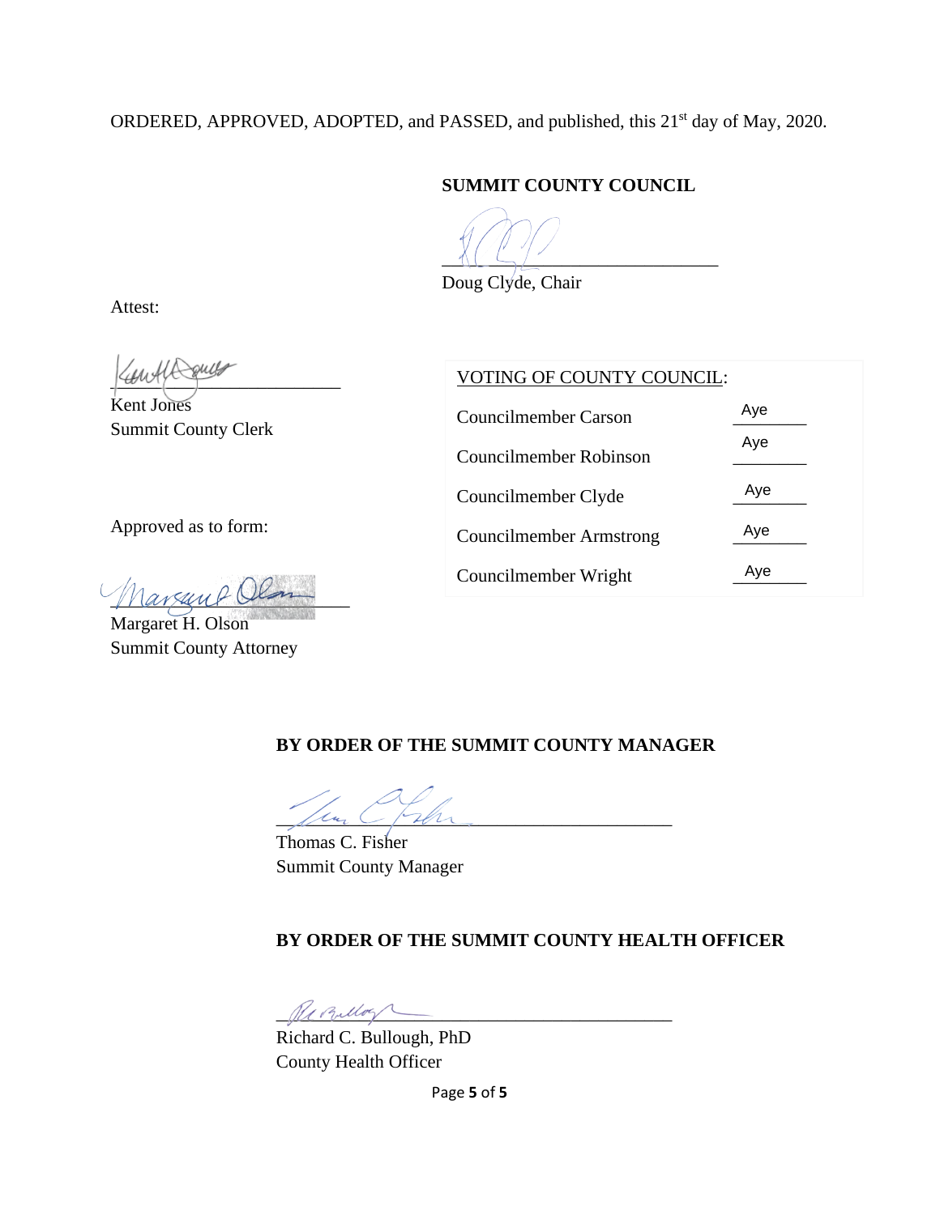ORDERED, APPROVED, ADOPTED, and PASSED, and published, this 21st day of May, 2020.

**SUMMIT COUNTY COUNCIL**

\_\_\_\_\_\_\_\_\_\_\_\_\_\_\_\_\_\_\_\_\_\_\_\_\_\_\_\_\_\_

Doug Clyde, Chair

Attest:

\_\_\_\_\_\_\_\_\_\_\_\_\_\_\_\_\_\_\_\_\_\_\_\_\_\_

Kent Jones
Summit County Clerk

| VOTING OF COUNTY COUNCIL: | |
|---|---|
| Councilmember Carson | Aye |
| Councilmember Robinson | Aye |
| Councilmember Clyde | Aye |
| Councilmember Armstrong | Aye |
| Councilmember Wright | Aye |

Approved as to form:

\_\_\_\_\_\_\_\_\_\_\_\_\_\_\_\_\_\_\_\_\_\_\_\_\_\_

Margaret H. Olson
Summit County Attorney

**BY ORDER OF THE SUMMIT COUNTY MANAGER**

\_\_\_\_\_\_\_\_\_\_\_\_\_\_\_\_\_\_\_\_\_\_\_\_\_\_\_\_\_\_\_\_\_\_\_\_\_\_\_\_

Thomas C. Fisher
Summit County Manager

**BY ORDER OF THE SUMMIT COUNTY HEALTH OFFICER**

\_\_\_\_\_\_\_\_\_\_\_\_\_\_\_\_\_\_\_\_\_\_\_\_\_\_\_\_\_\_\_\_\_\_\_\_\_\_\_\_

Richard C. Bullough, PhD
County Health Officer